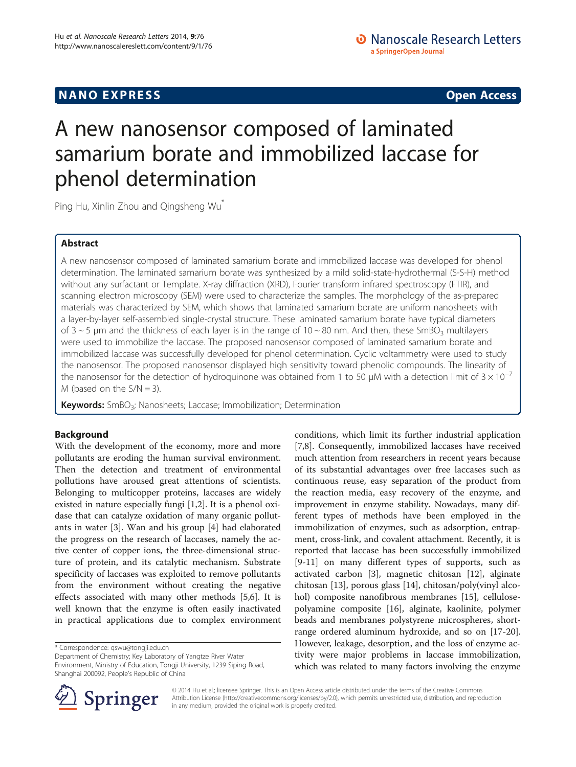**NANO EXPRESS** **Open Access**

# A new nanosensor composed of laminated samarium borate and immobilized laccase for phenol determination

Ping Hu, Xinlin Zhou and Qingsheng Wu*

## Abstract

A new nanosensor composed of laminated samarium borate and immobilized laccase was developed for phenol determination. The laminated samarium borate was synthesized by a mild solid-state-hydrothermal (S-S-H) method without any surfactant or Template. X-ray diffraction (XRD), Fourier transform infrared spectroscopy (FTIR), and scanning electron microscopy (SEM) were used to characterize the samples. The morphology of the as-prepared materials was characterized by SEM, which shows that laminated samarium borate are uniform nanosheets with a layer-by-layer self-assembled single-crystal structure. These laminated samarium borate have typical diameters of 3 ~ 5 μm and the thickness of each layer is in the range of 10 ~ 80 nm. And then, these $SmBO_3$ multilayers were used to immobilize the laccase. The proposed nanosensor composed of laminated samarium borate and immobilized laccase was successfully developed for phenol determination. Cyclic voltammetry were used to study the nanosensor. The proposed nanosensor displayed high sensitivity toward phenolic compounds. The linearity of the nanosensor for the detection of hydroquinone was obtained from 1 to 50 μM with a detection limit of $3 \times 10^{-7}$ M (based on the S/N = 3).

**Keywords:** $SmBO_3$; Nanosheets; Laccase; Immobilization; Determination

## Background

With the development of the economy, more and more pollutants are eroding the human survival environment. Then the detection and treatment of environmental pollutions have aroused great attentions of scientists. Belonging to multicopper proteins, laccases are widely existed in nature especially fungi [1,2]. It is a phenol oxidase that can catalyze oxidation of many organic pollutants in water [3]. Wan and his group [4] had elaborated the progress on the research of laccases, namely the active center of copper ions, the three-dimensional structure of protein, and its catalytic mechanism. Substrate specificity of laccases was exploited to remove pollutants from the environment without creating the negative effects associated with many other methods [5,6]. It is well known that the enzyme is often easily inactivated in practical applications due to complex environment conditions, which limit its further industrial application [7,8]. Consequently, immobilized laccases have received much attention from researchers in recent years because of its substantial advantages over free laccases such as continuous reuse, easy separation of the product from the reaction media, easy recovery of the enzyme, and improvement in enzyme stability. Nowadays, many different types of methods have been employed in the immobilization of enzymes, such as adsorption, entrapment, cross-link, and covalent attachment. Recently, it is reported that laccase has been successfully immobilized [9-11] on many different types of supports, such as activated carbon [3], magnetic chitosan [12], alginate chitosan [13], porous glass [14], chitosan/poly(vinyl alcohol) composite nanofibrous membranes [15], cellulose-polyamine composite [16], alginate, kaolinite, polymer beads and membranes polystyrene microspheres, short-range ordered aluminum hydroxide, and so on [17-20]. However, leakage, desorption, and the loss of enzyme activity were major problems in laccase immobilization, which was related to many factors involving the enzyme

\* Correspondence: qswu@tongji.edu.cn
Department of Chemistry; Key Laboratory of Yangtze River Water Environment, Ministry of Education, Tongji University, 1239 Siping Road, Shanghai 200092, People's Republic of China

© 2014 Hu et al.; licensee Springer. This is an Open Access article distributed under the terms of the Creative Commons Attribution License (http://creativecommons.org/licenses/by/2.0), which permits unrestricted use, distribution, and reproduction in any medium, provided the original work is properly credited.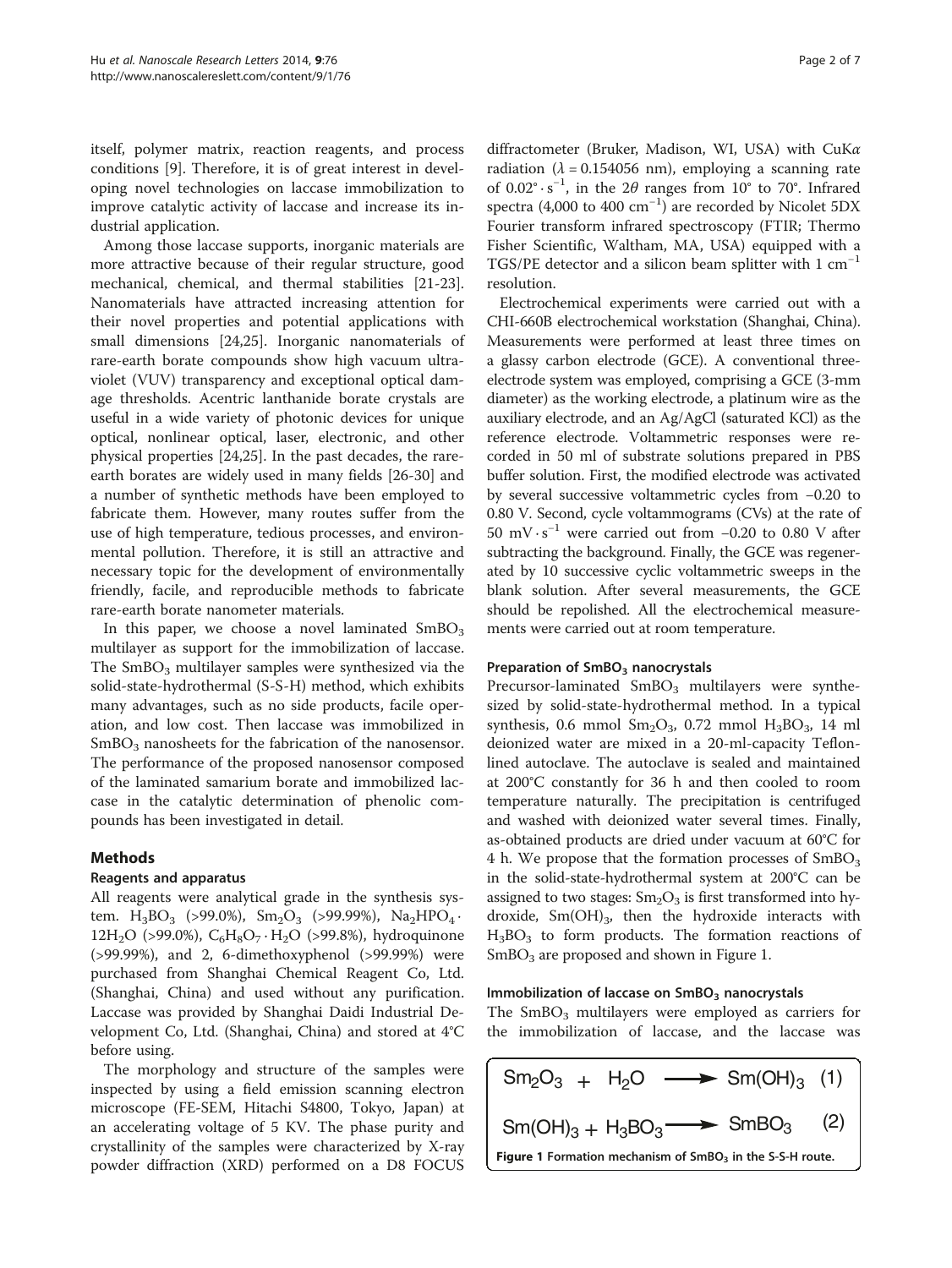itself, polymer matrix, reaction reagents, and process conditions [9]. Therefore, it is of great interest in developing novel technologies on laccase immobilization to improve catalytic activity of laccase and increase its industrial application.

Among those laccase supports, inorganic materials are more attractive because of their regular structure, good mechanical, chemical, and thermal stabilities [21-23]. Nanomaterials have attracted increasing attention for their novel properties and potential applications with small dimensions [24,25]. Inorganic nanomaterials of rare-earth borate compounds show high vacuum ultraviolet (VUV) transparency and exceptional optical damage thresholds. Acentric lanthanide borate crystals are useful in a wide variety of photonic devices for unique optical, nonlinear optical, laser, electronic, and other physical properties [24,25]. In the past decades, the rareearth borates are widely used in many fields [26-30] and a number of synthetic methods have been employed to fabricate them. However, many routes suffer from the use of high temperature, tedious processes, and environmental pollution. Therefore, it is still an attractive and necessary topic for the development of environmentally friendly, facile, and reproducible methods to fabricate rare-earth borate nanometer materials.

In this paper, we choose a novel laminated $SmBO_3$ multilayer as support for the immobilization of laccase. The $SmBO_3$ multilayer samples were synthesized via the solid-state-hydrothermal (S-S-H) method, which exhibits many advantages, such as no side products, facile operation, and low cost. Then laccase was immobilized in $SmBO_3$ nanosheets for the fabrication of the nanosensor. The performance of the proposed nanosensor composed of the laminated samarium borate and immobilized laccase in the catalytic determination of phenolic compounds has been investigated in detail.

## Methods

### Reagents and apparatus

All reagents were analytical grade in the synthesis system. $H_3BO_3$ (>99.0%), $Sm_2O_3$ (>99.99%), $Na_2HPO_4 \cdot 12H_2O$ (>99.0%), $C_6H_8O_7 \cdot H_2O$ (>99.8%), hydroquinone (>99.99%), and 2, 6-dimethoxyphenol (>99.99%) were purchased from Shanghai Chemical Reagent Co, Ltd. (Shanghai, China) and used without any purification. Laccase was provided by Shanghai Daidi Industrial Development Co, Ltd. (Shanghai, China) and stored at 4°C before using.

The morphology and structure of the samples were inspected by using a field emission scanning electron microscope (FE-SEM, Hitachi S4800, Tokyo, Japan) at an accelerating voltage of 5 KV. The phase purity and crystallinity of the samples were characterized by X-ray powder diffraction (XRD) performed on a D8 FOCUS diffractometer (Bruker, Madison, WI, USA) with CuK$\alpha$ radiation ($\lambda$ = 0.154056 nm), employing a scanning rate of $0.02° \cdot s^{-1}$, in the $2\theta$ ranges from 10° to 70°. Infrared spectra (4,000 to 400 $cm^{-1}$) are recorded by Nicolet 5DX Fourier transform infrared spectroscopy (FTIR; Thermo Fisher Scientific, Waltham, MA, USA) equipped with a TGS/PE detector and a silicon beam splitter with 1 $cm^{-1}$ resolution.

Electrochemical experiments were carried out with a CHI-660B electrochemical workstation (Shanghai, China). Measurements were performed at least three times on a glassy carbon electrode (GCE). A conventional three-electrode system was employed, comprising a GCE (3-mm diameter) as the working electrode, a platinum wire as the auxiliary electrode, and an Ag/AgCl (saturated KCl) as the reference electrode. Voltammetric responses were recorded in 50 ml of substrate solutions prepared in PBS buffer solution. First, the modified electrode was activated by several successive voltammetric cycles from −0.20 to 0.80 V. Second, cycle voltammograms (CVs) at the rate of 50 $mV \cdot s^{-1}$ were carried out from −0.20 to 0.80 V after subtracting the background. Finally, the GCE was regenerated by 10 successive cyclic voltammetric sweeps in the blank solution. After several measurements, the GCE should be repolished. All the electrochemical measurements were carried out at room temperature.

### Preparation of $SmBO_3$ nanocrystals

Precursor-laminated $SmBO_3$ multilayers were synthesized by solid-state-hydrothermal method. In a typical synthesis, 0.6 mmol $Sm_2O_3$, 0.72 mmol $H_3BO_3$, 14 ml deionized water are mixed in a 20-ml-capacity Teflon-lined autoclave. The autoclave is sealed and maintained at 200°C constantly for 36 h and then cooled to room temperature naturally. The precipitation is centrifuged and washed with deionized water several times. Finally, as-obtained products are dried under vacuum at 60°C for 4 h. We propose that the formation processes of $SmBO_3$ in the solid-state-hydrothermal system at 200°C can be assigned to two stages: $Sm_2O_3$ is first transformed into hydroxide, $Sm(OH)_3$, then the hydroxide interacts with $H_3BO_3$ to form products. The formation reactions of $SmBO_3$ are proposed and shown in Figure 1.

### Immobilization of laccase on $SmBO_3$ nanocrystals

The $SmBO_3$ multilayers were employed as carriers for the immobilization of laccase, and the laccase was

$$Sm_2O_3 + H_2O \longrightarrow Sm(OH)_3 \quad (1)$$

$$Sm(OH)_3 + H_3BO_3 \longrightarrow SmBO_3 \quad (2)$$

**Figure 1 Formation mechanism of $SmBO_3$ in the S-S-H route.**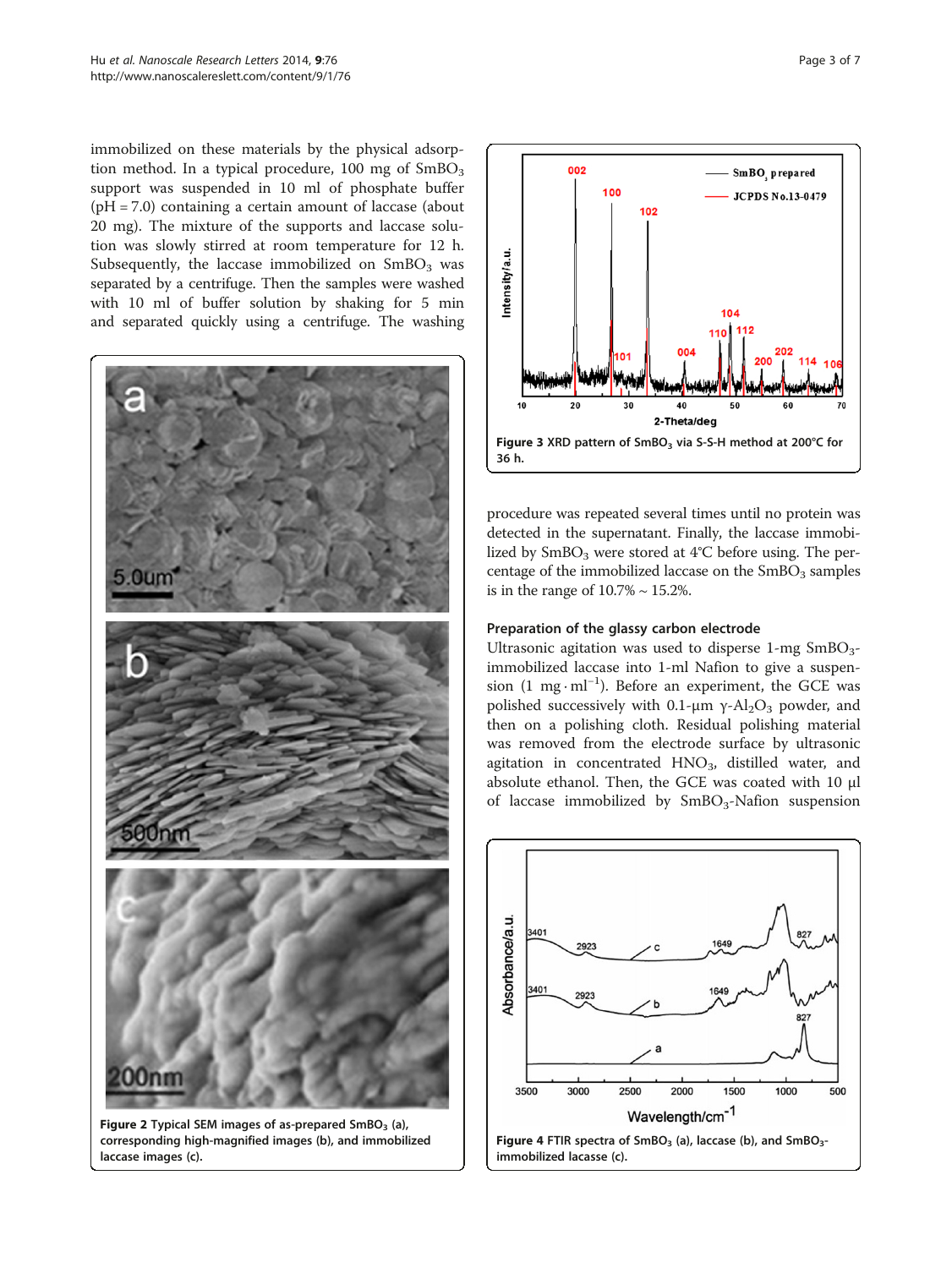immobilized on these materials by the physical adsorption method. In a typical procedure, 100 mg of $SmBO_3$ support was suspended in 10 ml of phosphate buffer (pH = 7.0) containing a certain amount of laccase (about 20 mg). The mixture of the supports and laccase solution was slowly stirred at room temperature for 12 h. Subsequently, the laccase immobilized on $SmBO_3$ was separated by a centrifuge. Then the samples were washed with 10 ml of buffer solution by shaking for 5 min and separated quickly using a centrifuge. The washing procedure was repeated several times until no protein was detected in the supernatant. Finally, the laccase immobilized by $SmBO_3$ were stored at 4°C before using. The percentage of the immobilized laccase on the $SmBO_3$ samples is in the range of 10.7% ~ 15.2%.

Figure 2 Typical SEM images of as-prepared $SmBO_3$ (a), corresponding high-magnified images (b), and immobilized laccase images (c).

Figure 3 XRD pattern of $SmBO_3$ via S-S-H method at 200°C for 36 h.

### Preparation of the glassy carbon electrode

Ultrasonic agitation was used to disperse 1-mg $SmBO_3$-immobilized laccase into 1-ml Nafion to give a suspension (1 $mg \cdot ml^{-1}$). Before an experiment, the GCE was polished successively with 0.1-μm $\gamma$-$Al_2O_3$ powder, and then on a polishing cloth. Residual polishing material was removed from the electrode surface by ultrasonic agitation in concentrated $HNO_3$, distilled water, and absolute ethanol. Then, the GCE was coated with 10 μl of laccase immobilized by $SmBO_3$-Nafion suspension

Figure 4 FTIR spectra of $SmBO_3$ (a), laccase (b), and $SmBO_3$-immobilized lacasse (c).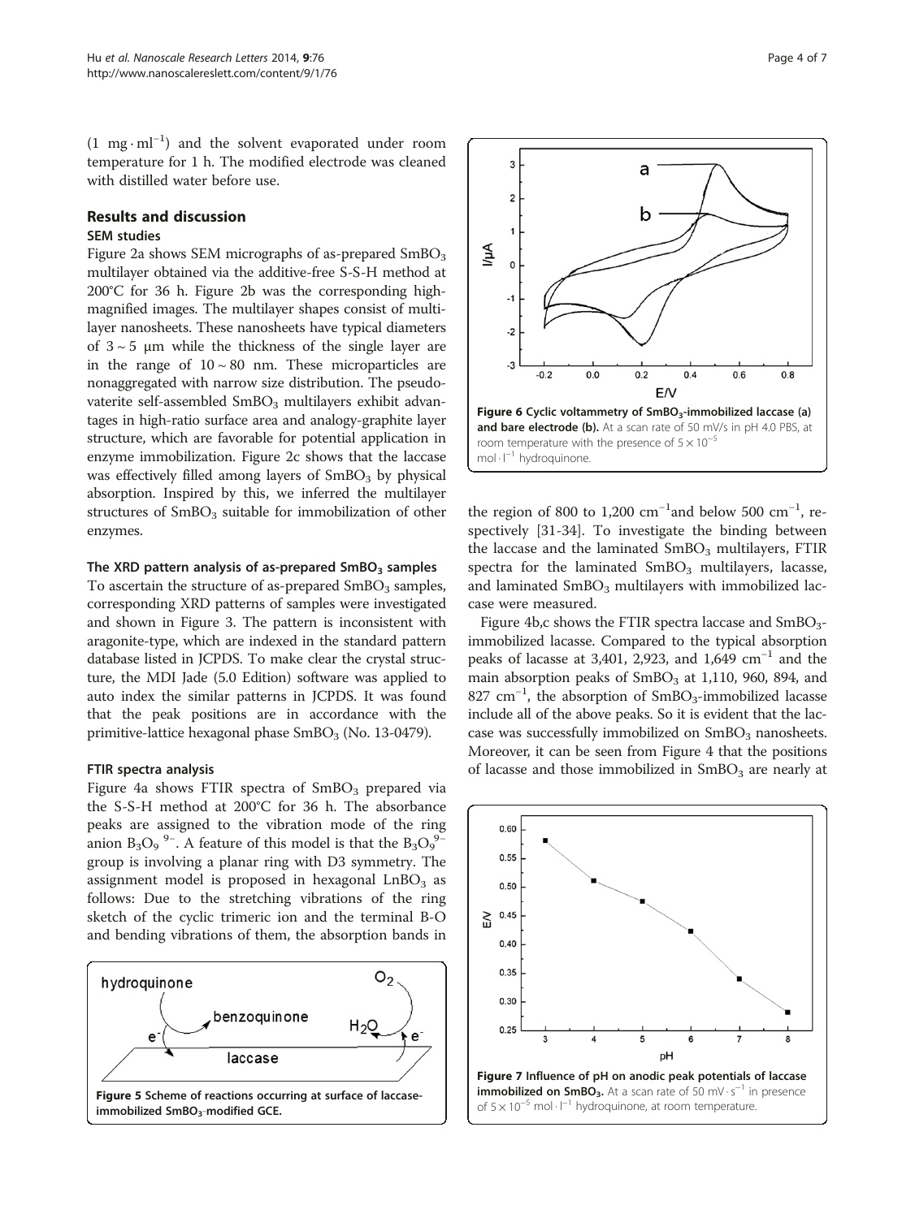($1\ mg \cdot ml^{-1}$) and the solvent evaporated under room temperature for 1 h. The modified electrode was cleaned with distilled water before use.

## Results and discussion

### SEM studies

Figure 2a shows SEM micrographs of as-prepared $SmBO_3$ multilayer obtained via the additive-free S-S-H method at 200°C for 36 h. Figure 2b was the corresponding high-magnified images. The multilayer shapes consist of multilayer nanosheets. These nanosheets have typical diameters of $3 \sim 5$ μm while the thickness of the single layer are in the range of $10 \sim 80$ nm. These microparticles are nonaggregated with narrow size distribution. The pseudo-vaterite self-assembled $SmBO_3$ multilayers exhibit advantages in high-ratio surface area and analogy-graphite layer structure, which are favorable for potential application in enzyme immobilization. Figure 2c shows that the laccase was effectively filled among layers of $SmBO_3$ by physical absorption. Inspired by this, we inferred the multilayer structures of $SmBO_3$ suitable for immobilization of other enzymes.

### The XRD pattern analysis of as-prepared $SmBO_3$ samples

To ascertain the structure of as-prepared $SmBO_3$ samples, corresponding XRD patterns of samples were investigated and shown in Figure 3. The pattern is inconsistent with aragonite-type, which are indexed in the standard pattern database listed in JCPDS. To make clear the crystal structure, the MDI Jade (5.0 Edition) software was applied to auto index the similar patterns in JCPDS. It was found that the peak positions are in accordance with the primitive-lattice hexagonal phase $SmBO_3$ (No. 13-0479).

### FTIR spectra analysis

Figure 4a shows FTIR spectra of $SmBO_3$ prepared via the S-S-H method at 200°C for 36 h. The absorbance peaks are assigned to the vibration mode of the ring anion $B_3O_9{}^{9-}$. A feature of this model is that the $B_3O_9{}^{9-}$ group is involving a planar ring with D3 symmetry. The assignment model is proposed in hexagonal $LnBO_3$ as follows: Due to the stretching vibrations of the ring sketch of the cyclic trimeric ion and the terminal B-O and bending vibrations of them, the absorption bands in the region of 800 to 1,200 $cm^{-1}$and below 500 $cm^{-1}$, respectively [31-34]. To investigate the binding between the laccase and the laminated $SmBO_3$ multilayers, FTIR spectra for the laminated $SmBO_3$ multilayers, lacasse, and laminated $SmBO_3$ multilayers with immobilized laccase were measured.

Figure 4b,c shows the FTIR spectra laccase and $SmBO_3$-immobilized lacasse. Compared to the typical absorption peaks of lacasse at 3,401, 2,923, and 1,649 $cm^{-1}$ and the main absorption peaks of $SmBO_3$ at 1,110, 960, 894, and 827 $cm^{-1}$, the absorption of $SmBO_3$-immobilized lacasse include all of the above peaks. So it is evident that the laccase was successfully immobilized on $SmBO_3$ nanosheets. Moreover, it can be seen from Figure 4 that the positions of lacasse and those immobilized in $SmBO_3$ are nearly at

**Figure 5** Scheme of reactions occurring at surface of laccase-immobilized $SmBO_3$-modified GCE.

**Figure 6** Cyclic voltammetry of $SmBO_3$-immobilized laccase (a) and bare electrode (b). At a scan rate of 50 mV/s in pH 4.0 PBS, at room temperature with the presence of $5 \times 10^{-5}$ $mol \cdot l^{-1}$ hydroquinone.

**Figure 7** Influence of pH on anodic peak potentials of laccase immobilized on $SmBO_3$. At a scan rate of 50 $mV \cdot s^{-1}$ in presence of $5 \times 10^{-5}$ $mol \cdot l^{-1}$ hydroquinone, at room temperature.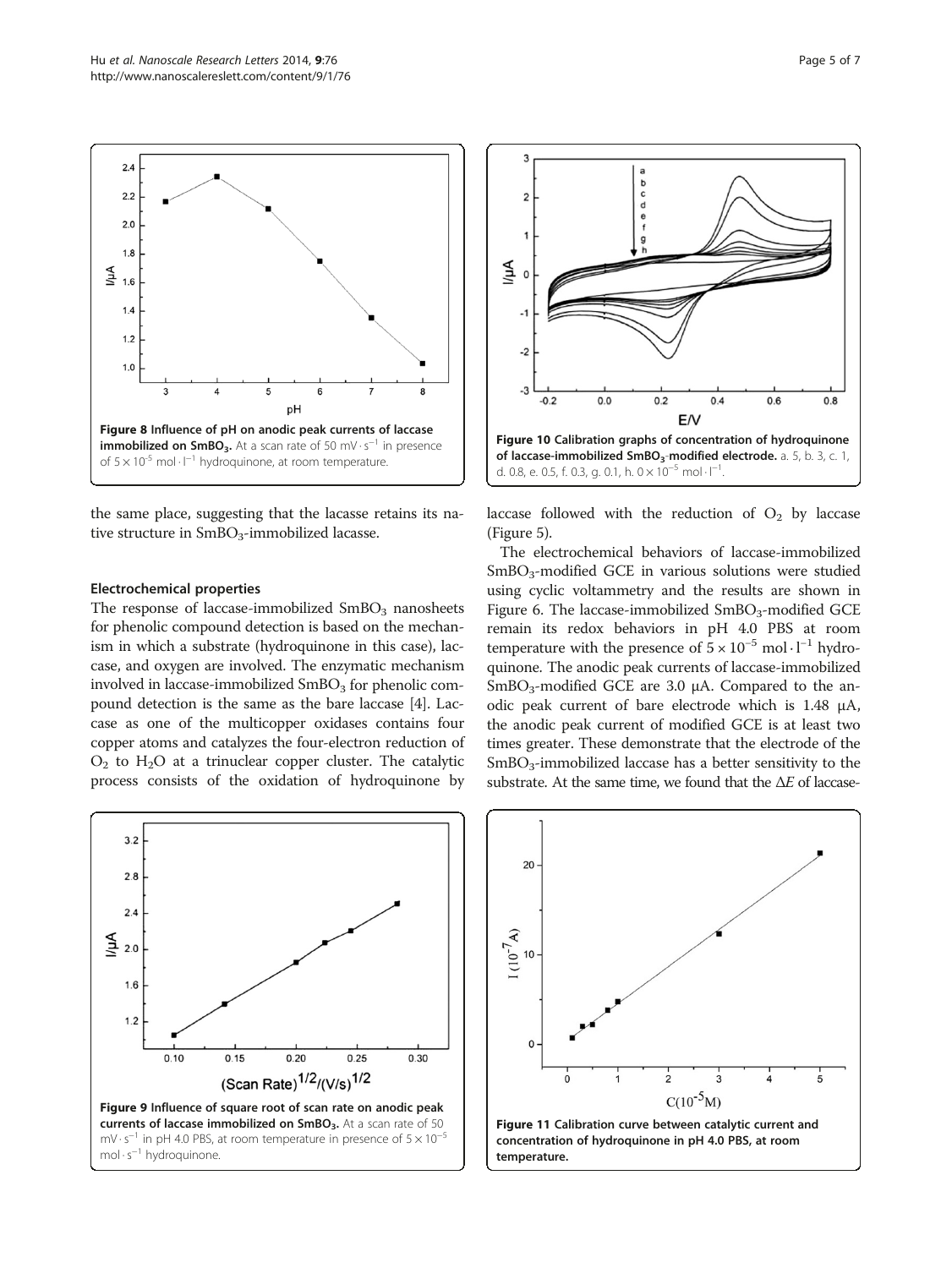Figure 8 Influence of pH on anodic peak currents of laccase immobilized on $SmBO_3$. At a scan rate of 50 $mV \cdot s^{-1}$ in presence of $5 \times 10^{-5}$ $mol \cdot l^{-1}$ hydroquinone, at room temperature.

Figure 10 Calibration graphs of concentration of hydroquinone of laccase-immobilized $SmBO_3$-modified electrode. a. 5, b. 3, c. 1, d. 0.8, e. 0.5, f. 0.3, g. 0.1, h. $0 \times 10^{-5}$ $mol \cdot l^{-1}$.

the same place, suggesting that the lacasse retains its native structure in $SmBO_3$-immobilized lacasse.

### Electrochemical properties

The response of laccase-immobilized $SmBO_3$ nanosheets for phenolic compound detection is based on the mechanism in which a substrate (hydroquinone in this case), laccase, and oxygen are involved. The enzymatic mechanism involved in laccase-immobilized $SmBO_3$ for phenolic compound detection is the same as the bare laccase [4]. Laccase as one of the multicopper oxidases contains four copper atoms and catalyzes the four-electron reduction of $O_2$ to $H_2O$ at a trinuclear copper cluster. The catalytic process consists of the oxidation of hydroquinone by laccase followed with the reduction of $O_2$ by laccase (Figure 5).

The electrochemical behaviors of laccase-immobilized $SmBO_3$-modified GCE in various solutions were studied using cyclic voltammetry and the results are shown in Figure 6. The laccase-immobilized $SmBO_3$-modified GCE remain its redox behaviors in pH 4.0 PBS at room temperature with the presence of $5 \times 10^{-5}$ $mol \cdot l^{-1}$ hydroquinone. The anodic peak currents of laccase-immobilized $SmBO_3$-modified GCE are 3.0 μA. Compared to the anodic peak current of bare electrode which is 1.48 μA, the anodic peak current of modified GCE is at least two times greater. These demonstrate that the electrode of the $SmBO_3$-immobilized laccase has a better sensitivity to the substrate. At the same time, we found that the $\Delta E$ of laccase-

Figure 9 Influence of square root of scan rate on anodic peak currents of laccase immobilized on $SmBO_3$. At a scan rate of 50 $mV \cdot s^{-1}$ in pH 4.0 PBS, at room temperature in presence of $5 \times 10^{-5}$ $mol \cdot s^{-1}$ hydroquinone.

Figure 11 Calibration curve between catalytic current and concentration of hydroquinone in pH 4.0 PBS, at room temperature.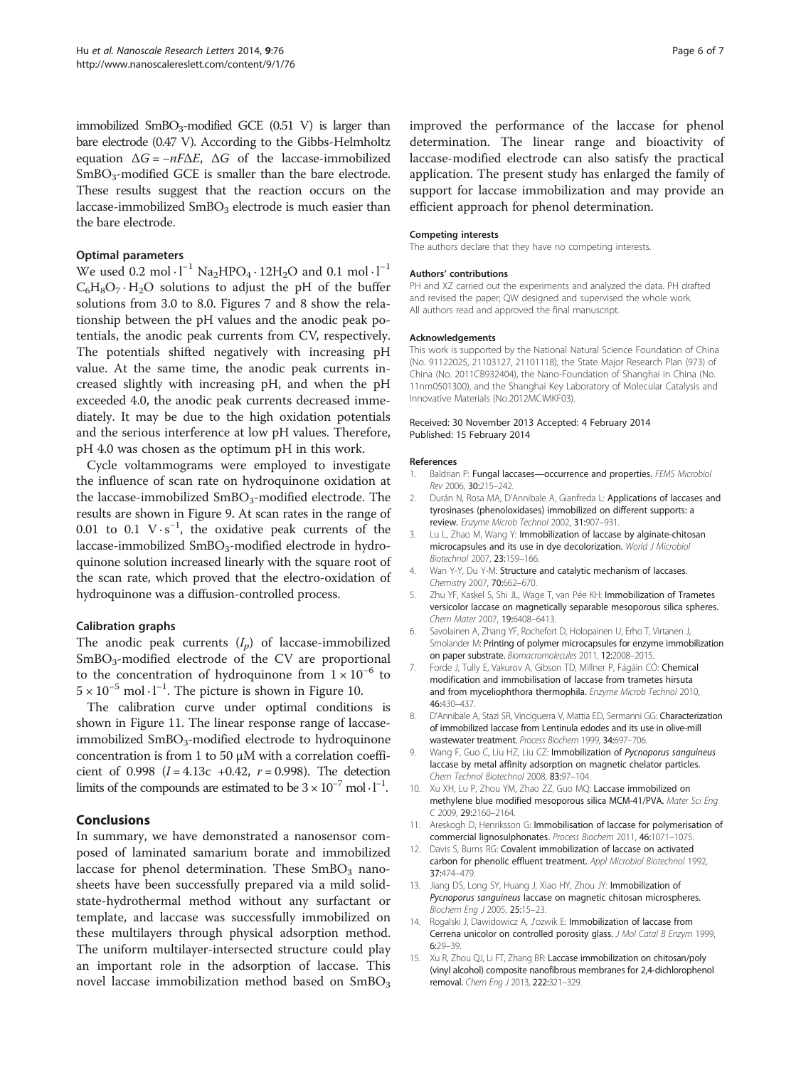immobilized $SmBO_3$-modified GCE (0.51 V) is larger than bare electrode (0.47 V). According to the Gibbs-Helmholtz equation $\Delta G = -nF\Delta E$, $\Delta G$ of the laccase-immobilized $SmBO_3$-modified GCE is smaller than the bare electrode. These results suggest that the reaction occurs on the laccase-immobilized $SmBO_3$ electrode is much easier than the bare electrode.

### Optimal parameters

We used $0.2\ \text{mol} \cdot \text{l}^{-1}$ $Na_2HPO_4 \cdot 12H_2O$ and $0.1\ \text{mol} \cdot \text{l}^{-1}$ $C_6H_8O_7 \cdot H_2O$ solutions to adjust the pH of the buffer solutions from 3.0 to 8.0. Figures 7 and 8 show the relationship between the pH values and the anodic peak potentials, the anodic peak currents from CV, respectively. The potentials shifted negatively with increasing pH value. At the same time, the anodic peak currents increased slightly with increasing pH, and when the pH exceeded 4.0, the anodic peak currents decreased immediately. It may be due to the high oxidation potentials and the serious interference at low pH values. Therefore, pH 4.0 was chosen as the optimum pH in this work.

Cycle voltammograms were employed to investigate the influence of scan rate on hydroquinone oxidation at the laccase-immobilized $SmBO_3$-modified electrode. The results are shown in Figure 9. At scan rates in the range of 0.01 to 0.1 $\text{V} \cdot \text{s}^{-1}$, the oxidative peak currents of the laccase-immobilized $SmBO_3$-modified electrode in hydroquinone solution increased linearly with the square root of the scan rate, which proved that the electro-oxidation of hydroquinone was a diffusion-controlled process.

### Calibration graphs

The anodic peak currents ($I_p$) of laccase-immobilized $SmBO_3$-modified electrode of the CV are proportional to the concentration of hydroquinone from $1 \times 10^{-6}$ to $5 \times 10^{-5}\ \text{mol} \cdot \text{l}^{-1}$. The picture is shown in Figure 10.

The calibration curve under optimal conditions is shown in Figure 11. The linear response range of laccase-immobilized $SmBO_3$-modified electrode to hydroquinone concentration is from 1 to 50 μM with a correlation coefficient of 0.998 ($I = 4.13c + 0.42$, $r = 0.998$). The detection limits of the compounds are estimated to be $3 \times 10^{-7}\ \text{mol} \cdot \text{l}^{-1}$.

## Conclusions

In summary, we have demonstrated a nanosensor composed of laminated samarium borate and immobilized laccase for phenol determination. These $SmBO_3$ nanosheets have been successfully prepared via a mild solid-state-hydrothermal method without any surfactant or template, and laccase was successfully immobilized on these multilayers through physical adsorption method. The uniform multilayer-intersected structure could play an important role in the adsorption of laccase. This novel laccase immobilization method based on $SmBO_3$ improved the performance of the laccase for phenol determination. The linear range and bioactivity of laccase-modified electrode can also satisfy the practical application. The present study has enlarged the family of support for laccase immobilization and may provide an efficient approach for phenol determination.

#### Competing interests

The authors declare that they have no competing interests.

#### Authors' contributions

PH and XZ carried out the experiments and analyzed the data. PH drafted and revised the paper; QW designed and supervised the whole work. All authors read and approved the final manuscript.

#### Acknowledgements

This work is supported by the National Natural Science Foundation of China (No. 91122025, 21103127, 21101118), the State Major Research Plan (973) of China (No. 2011CB932404), the Nano-Foundation of Shanghai in China (No. 11nm0501300), and the Shanghai Key Laboratory of Molecular Catalysis and Innovative Materials (No.2012MCIMKF03).

Received: 30 November 2013 Accepted: 4 February 2014
Published: 15 February 2014

#### References

1. Baldrian P: **Fungal laccases—occurrence and properties.** *FEMS Microbiol Rev* 2006, **30:**215–242.
2. Durán N, Rosa MA, D'Annibale A, Gianfreda L: **Applications of laccases and tyrosinases (phenoloxidases) immobilized on different supports: a review.** *Enzyme Microb Technol* 2002, **31:**907–931.
3. Lu L, Zhao M, Wang Y: **Immobilization of laccase by alginate-chitosan microcapsules and its use in dye decolorization.** *World J Microbiol Biotechnol* 2007, **23:**159–166.
4. Wan Y-Y, Du Y-M: **Structure and catalytic mechanism of laccases.** *Chemistry* 2007, **70:**662–670.
5. Zhu YF, Kaskel S, Shi JL, Wage T, van Pée KH: **Immobilization of Trametes versicolor laccase on magnetically separable mesoporous silica spheres.** *Chem Mater* 2007, **19:**6408–6413.
6. Savolainen A, Zhang YF, Rochefort D, Holopainen U, Erho T, Virtanen J, Smolander M: **Printing of polymer microcapsules for enzyme immobilization on paper substrate.** *Biomacromolecules* 2011, **12:**2008–2015.
7. Forde J, Tully E, Vakurov A, Gibson TD, Millner P, Fágáin CÓ: **Chemical modification and immobilisation of laccase from trametes hirsuta and from myceliophthora thermophila.** *Enzyme Microb Technol* 2010, **46:**430–437.
8. D'Annibale A, Stazi SR, Vinciguerra V, Mattia ED, Sermanni GG: **Characterization of immobilized laccase from Lentinula edodes and its use in olive-mill wastewater treatment.** *Process Biochem* 1999, **34:**697–706.
9. Wang F, Guo C, Liu HZ, Liu CZ: **Immobilization of *Pycnoporus sanguineus* laccase by metal affinity adsorption on magnetic chelator particles.** *Chem Technol Biotechnol* 2008, **83:**97–104.
10. Xu XH, Lu P, Zhou YM, Zhao ZZ, Guo MQ: **Laccase immobilized on methylene blue modified mesoporous silica MCM-41/PVA.** *Mater Sci Eng C* 2009, **29:**2160–2164.
11. Areskogh D, Henriksson G: **Immobilisation of laccase for polymerisation of commercial lignosulphonates.** *Process Biochem* 2011, **46:**1071–1075.
12. Davis S, Burns RG: **Covalent immobilization of laccase on activated carbon for phenolic effluent treatment.** *Appl Microbiol Biotechnol* 1992, **37:**474–479.
13. Jiang DS, Long SY, Huang J, Xiao HY, Zhou JY: **Immobilization of *Pycnoporus sanguineus* laccase on magnetic chitosan microspheres.** *Biochem Eng J* 2005, **25:**15–23.
14. Rogalski J, Dawidowicz A, J'ozwik E: **Immobilization of laccase from Cerrena unicolor on controlled porosity glass.** *J Mol Catal B Enzym* 1999, **6:**29–39.
15. Xu R, Zhou QJ, Li FT, Zhang BR: **Laccase immobilization on chitosan/poly (vinyl alcohol) composite nanofibrous membranes for 2,4-dichlorophenol removal.** *Chem Eng J* 2013, **222:**321–329.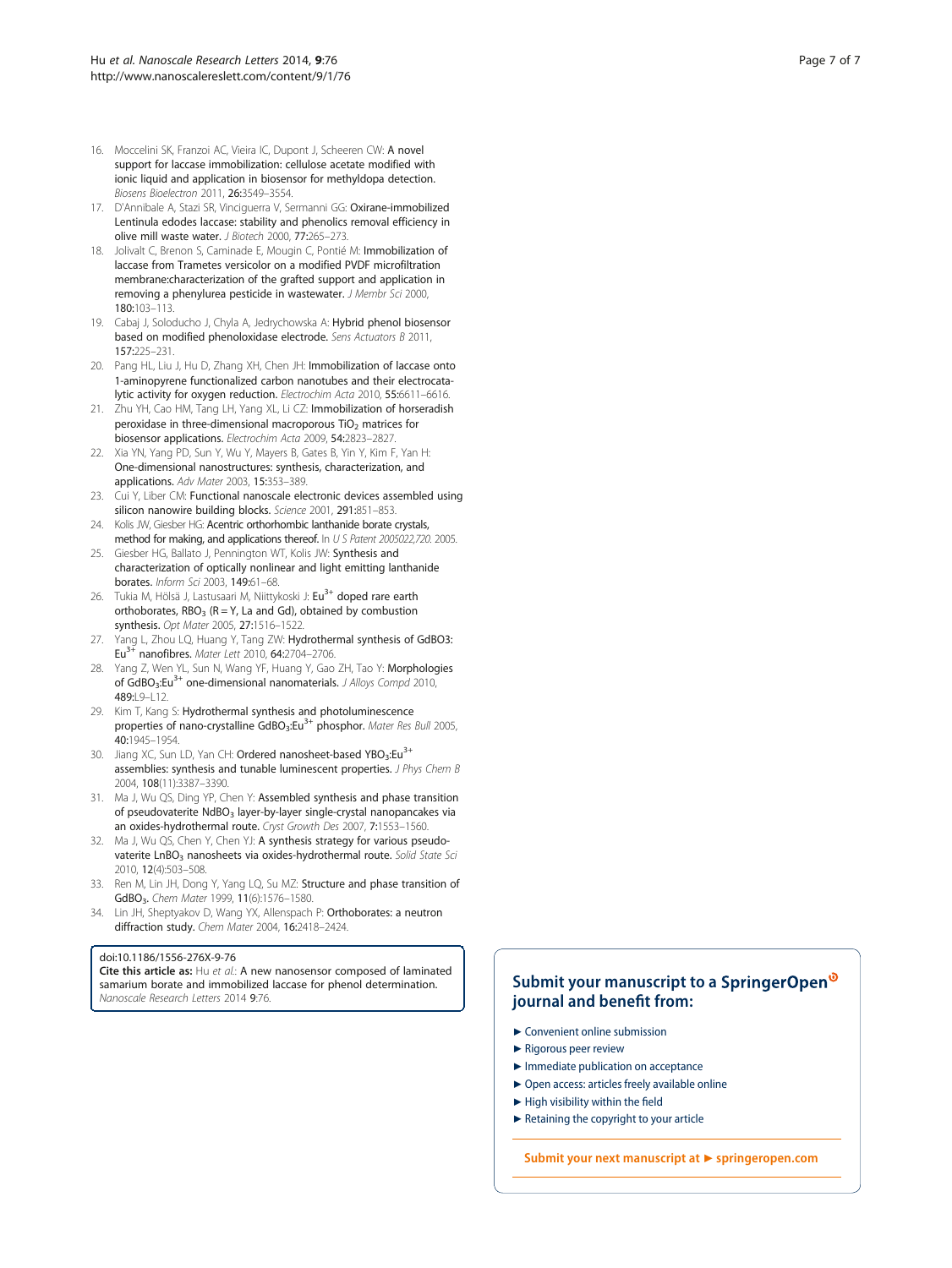16. Moccelini SK, Franzoi AC, Vieira IC, Dupont J, Scheeren CW: **A novel support for laccase immobilization: cellulose acetate modified with ionic liquid and application in biosensor for methyldopa detection.** *Biosens Bioelectron* 2011, **26:**3549–3554.
17. D'Annibale A, Stazi SR, Vinciguerra V, Sermanni GG: **Oxirane-immobilized Lentinula edodes laccase: stability and phenolics removal efficiency in olive mill waste water.** *J Biotech* 2000, **77:**265–273.
18. Jolivalt C, Brenon S, Caminade E, Mougin C, Pontié M: **Immobilization of laccase from Trametes versicolor on a modified PVDF microfiltration membrane:characterization of the grafted support and application in removing a phenylurea pesticide in wastewater.** *J Membr Sci* 2000, **180:**103–113.
19. Cabaj J, Soloducho J, Chyla A, Jedrychowska A: **Hybrid phenol biosensor based on modified phenoloxidase electrode.** *Sens Actuators B* 2011, **157:**225–231.
20. Pang HL, Liu J, Hu D, Zhang XH, Chen JH: **Immobilization of laccase onto 1-aminopyrene functionalized carbon nanotubes and their electrocatalytic activity for oxygen reduction.** *Electrochim Acta* 2010, **55:**6611–6616.
21. Zhu YH, Cao HM, Tang LH, Yang XL, Li CZ: **Immobilization of horseradish peroxidase in three-dimensional macroporous $TiO_2$ matrices for biosensor applications.** *Electrochim Acta* 2009, **54:**2823–2827.
22. Xia YN, Yang PD, Sun Y, Wu Y, Mayers B, Gates B, Yin Y, Kim F, Yan H: **One-dimensional nanostructures: synthesis, characterization, and applications.** *Adv Mater* 2003, **15:**353–389.
23. Cui Y, Liber CM: **Functional nanoscale electronic devices assembled using silicon nanowire building blocks.** *Science* 2001, **291:**851–853.
24. Kolis JW, Giesber HG: **Acentric orthorhombic lanthanide borate crystals, method for making, and applications thereof.** In *U S Patent 2005022,720.* 2005.
25. Giesber HG, Ballato J, Pennington WT, Kolis JW: **Synthesis and characterization of optically nonlinear and light emitting lanthanide borates.** *Inform Sci* 2003, **149:**61–68.
26. Tukia M, Hölsä J, Lastusaari M, Niittykoski J: **$Eu^{3+}$ doped rare earth orthoborates, $RBO_3$ (R = Y, La and Gd), obtained by combustion synthesis.** *Opt Mater* 2005, **27:**1516–1522.
27. Yang L, Zhou LQ, Huang Y, Tang ZW: **Hydrothermal synthesis of GdBO3: $Eu^{3+}$ nanofibres.** *Mater Lett* 2010, **64:**2704–2706.
28. Yang Z, Wen YL, Sun N, Wang YF, Huang Y, Gao ZH, Tao Y: **Morphologies of $GdBO_3$:$Eu^{3+}$ one-dimensional nanomaterials.** *J Alloys Compd* 2010, **489:**L9–L12.
29. Kim T, Kang S: **Hydrothermal synthesis and photoluminescence properties of nano-crystalline $GdBO_3$:$Eu^{3+}$ phosphor.** *Mater Res Bull* 2005, **40:**1945–1954.
30. Jiang XC, Sun LD, Yan CH: **Ordered nanosheet-based $YBO_3$:$Eu^{3+}$ assemblies: synthesis and tunable luminescent properties.** *J Phys Chem B* 2004, **108**(11):3387–3390.
31. Ma J, Wu QS, Ding YP, Chen Y: **Assembled synthesis and phase transition of pseudovaterite $NdBO_3$ layer-by-layer single-crystal nanopancakes via an oxides-hydrothermal route.** *Cryst Growth Des* 2007, **7:**1553–1560.
32. Ma J, Wu QS, Chen Y, Chen YJ: **A synthesis strategy for various pseudo-vaterite $LnBO_3$ nanosheets via oxides-hydrothermal route.** *Solid State Sci* 2010, **12**(4):503–508.
33. Ren M, Lin JH, Dong Y, Yang LQ, Su MZ: **Structure and phase transition of $GdBO_3$.** *Chem Mater* 1999, **11**(6):1576–1580.
34. Lin JH, Sheptyakov D, Wang YX, Allenspach P: **Orthoborates: a neutron diffraction study.** *Chem Mater* 2004, **16:**2418–2424.

doi:10.1186/1556-276X-9-76

**Cite this article as:** Hu *et al.*: A new nanosensor composed of laminated samarium borate and immobilized laccase for phenol determination. *Nanoscale Research Letters* 2014 **9**:76.

**Submit your manuscript to a SpringerOpen journal and benefit from:**

- ► Convenient online submission
- ► Rigorous peer review
- ► Immediate publication on acceptance
- ► Open access: articles freely available online
- ► High visibility within the field
- ► Retaining the copyright to your article

**Submit your next manuscript at ► springeropen.com**